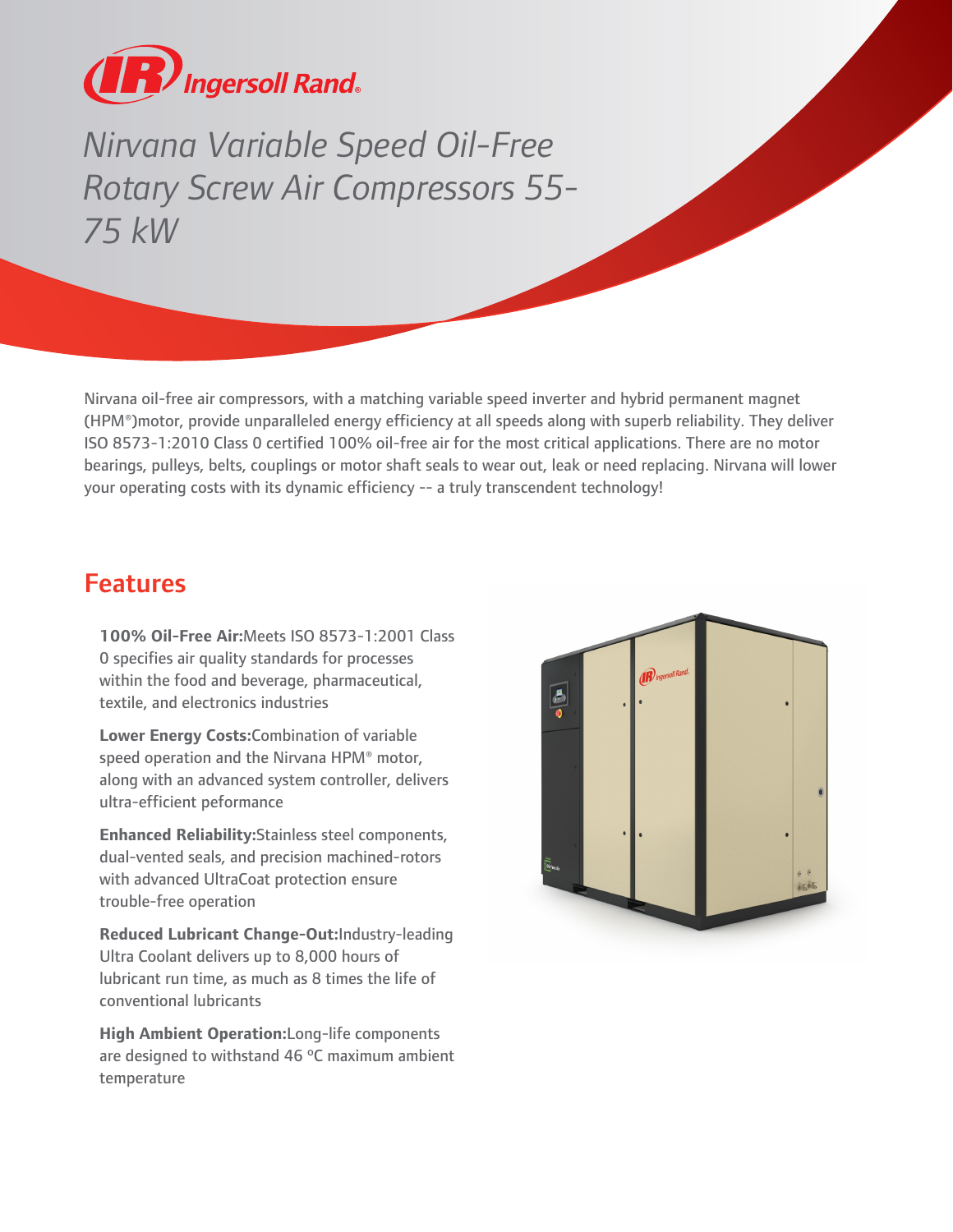# Nirvana Variable Speed Oil-Free Rotary Screw Air Compressors 55-75 kW

Nirvana oil-free air compressors, with a matching variable speed inverter and hybrid permanent magnet (HPM®)motor, provide unparalleled energy efficiency at all speeds along with superb reliability. They deliver ISO 8573-1:2010 Class 0 certified 100% oil-free air for the most critical applications. There are no motor bearings, pulleys, belts, couplings or motor shaft seals to wear out, leak or need replacing. Nirvana will lower your operating costs with its dynamic efficiency -- a truly transcendent technology!

## Features

**100% Oil-Free Air:**Meets ISO 8573-1:2001 Class 0 specifies air quality standards for processes within the food and beverage, pharmaceutical, textile, and electronics industries

**Lower Energy Costs:**Combination of variable speed operation and the Nirvana HPM® motor, along with an advanced system controller, delivers ultra-efficient peformance

**Enhanced Reliability:**Stainless steel components, dual-vented seals, and precision machined-rotors with advanced UltraCoat protection ensure trouble-free operation

**Reduced Lubricant Change-Out:**Industry-leading Ultra Coolant delivers up to 8,000 hours of lubricant run time, as much as 8 times the life of conventional lubricants

**High Ambient Operation:**Long-life components are designed to withstand 46 ºC maximum ambient temperature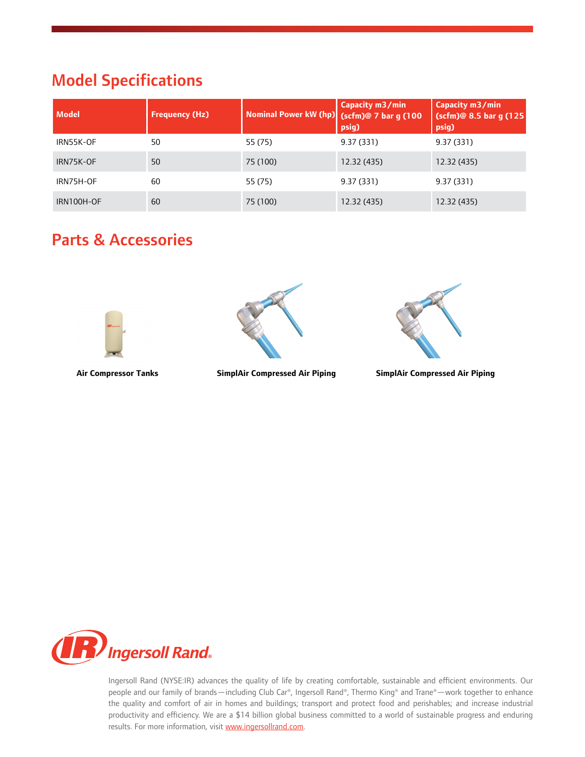## Model Specifications

| Model | Frequency (Hz) | Nominal Power kW (hp) | Capacity m3/min (scfm)@ 7 bar g (100 psig) | Capacity m3/min (scfm)@ 8.5 bar g (125 psig) |
|---|---|---|---|---|
| IRN55K-OF | 50 | 55 (75) | 9.37 (331) | 9.37 (331) |
| IRN75K-OF | 50 | 75 (100) | 12.32 (435) | 12.32 (435) |
| IRN75H-OF | 60 | 55 (75) | 9.37 (331) | 9.37 (331) |
| IRN100H-OF | 60 | 75 (100) | 12.32 (435) | 12.32 (435) |

## Parts & Accessories

**Air Compressor Tanks**

**SimplAir Compressed Air Piping**

**SimplAir Compressed Air Piping**

Ingersoll Rand

Ingersoll Rand (NYSE:IR) advances the quality of life by creating comfortable, sustainable and efficient environments. Our people and our family of brands—including Club Car®, Ingersoll Rand®, Thermo King® and Trane®—work together to enhance the quality and comfort of air in homes and buildings; transport and protect food and perishables; and increase industrial productivity and efficiency. We are a $14 billion global business committed to a world of sustainable progress and enduring results. For more information, visit www.ingersollrand.com.